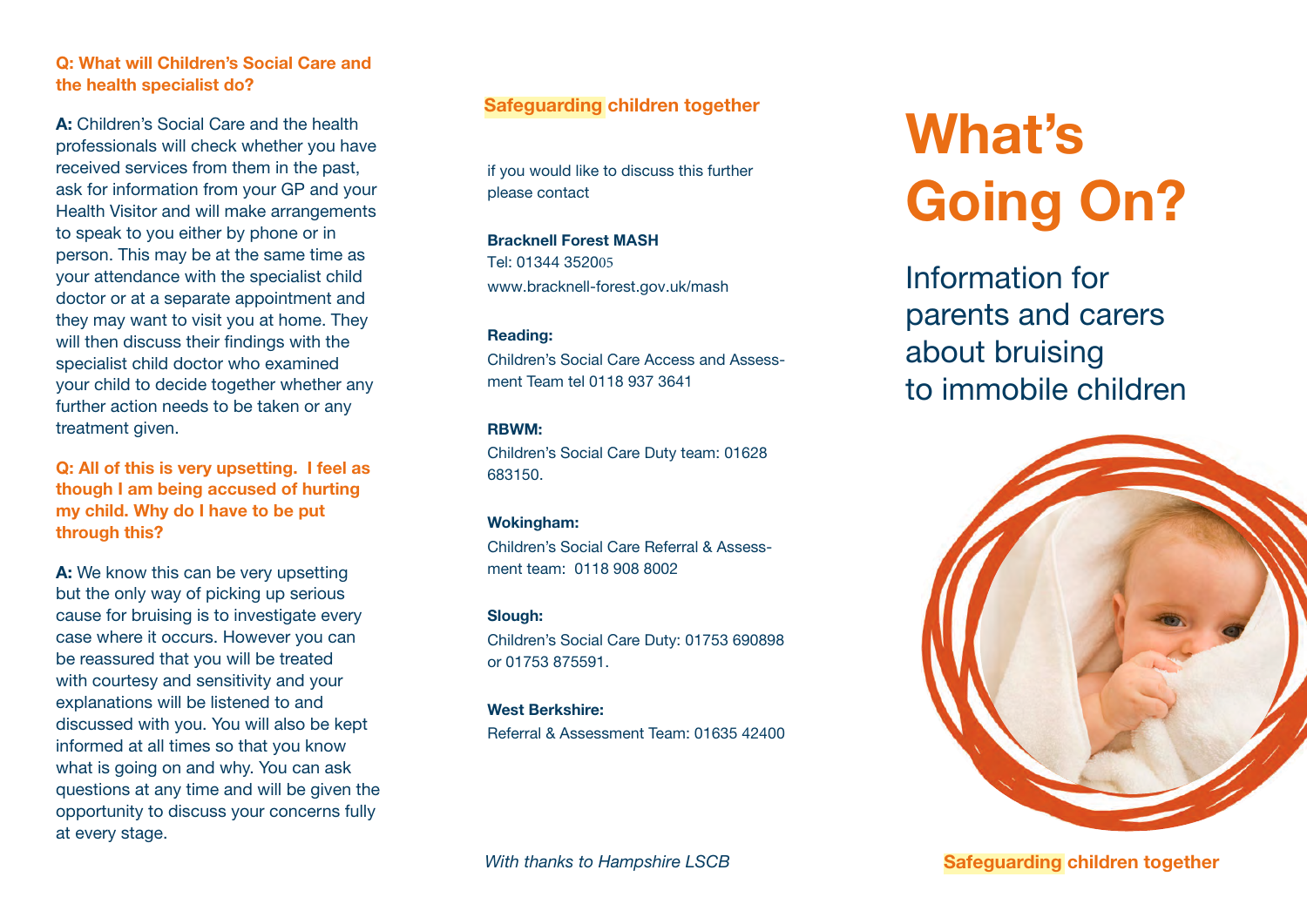**Q: What will Children's Social Care and the health specialist do?**

**A:** Children's Social Care and the health professionals will check whether you have received services from them in the past, ask for information from your GP and your Health Visitor and will make arrangements to speak to you either by phone or in person. This may be at the same time as your attendance with the specialist child doctor or at a separate appointment and they may want to visit you at home. They will then discuss their findings with the specialist child doctor who examined your child to decide together whether any further action needs to be taken or any treatment given.

**Q: All of this is very upsetting. I feel as though I am being accused of hurting my child. Why do I have to be put through this?**

**A:** We know this can be very upsetting but the only way of picking up serious cause for bruising is to investigate every case where it occurs. However you can be reassured that you will be treated with courtesy and sensitivity and your explanations will be listened to and discussed with you. You will also be kept informed at all times so that you know what is going on and why. You can ask questions at any time and will be given the opportunity to discuss your concerns fully at every stage.

**Safeguarding children together**

if you would like to discuss this further please contact

**Bracknell Forest MASH**
Tel: 01344 352005
www.bracknell-forest.gov.uk/mash

**Reading:**
Children's Social Care Access and Assessment Team tel 0118 937 3641

**RBWM:**
Children's Social Care Duty team: 01628 683150.

**Wokingham:**
Children's Social Care Referral & Assessment team: 0118 908 8002

**Slough:**
Children's Social Care Duty: 01753 690898 or 01753 875591.

**West Berkshire:**
Referral & Assessment Team: 01635 42400

*With thanks to Hampshire LSCB*

# What's Going On?

## Information for parents and carers about bruising to immobile children

**Safeguarding children together**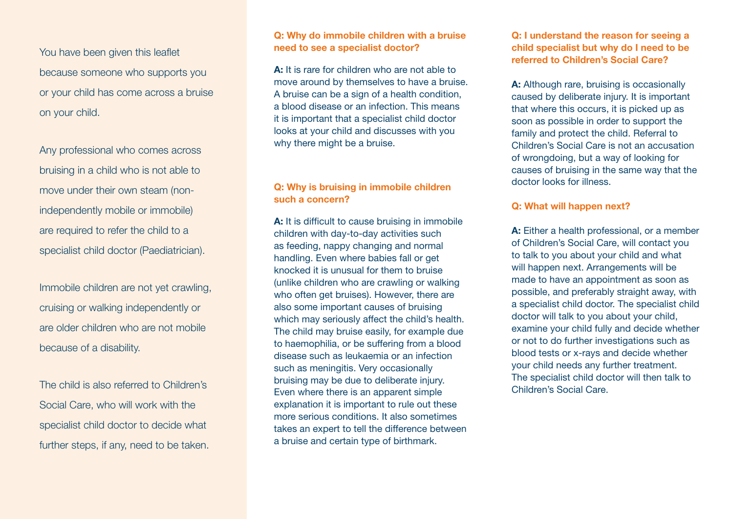You have been given this leaflet because someone who supports you or your child has come across a bruise on your child.

Any professional who comes across bruising in a child who is not able to move under their own steam (non-independently mobile or immobile) are required to refer the child to a specialist child doctor (Paediatrician).

Immobile children are not yet crawling, cruising or walking independently or are older children who are not mobile because of a disability.

The child is also referred to Children's Social Care, who will work with the specialist child doctor to decide what further steps, if any, need to be taken.

### Q: Why do immobile children with a bruise need to see a specialist doctor?

**A:** It is rare for children who are not able to move around by themselves to have a bruise. A bruise can be a sign of a health condition, a blood disease or an infection. This means it is important that a specialist child doctor looks at your child and discusses with you why there might be a bruise.

### Q: Why is bruising in immobile children such a concern?

**A:** It is difficult to cause bruising in immobile children with day-to-day activities such as feeding, nappy changing and normal handling. Even where babies fall or get knocked it is unusual for them to bruise (unlike children who are crawling or walking who often get bruises). However, there are also some important causes of bruising which may seriously affect the child's health. The child may bruise easily, for example due to haemophilia, or be suffering from a blood disease such as leukaemia or an infection such as meningitis. Very occasionally bruising may be due to deliberate injury. Even where there is an apparent simple explanation it is important to rule out these more serious conditions. It also sometimes takes an expert to tell the difference between a bruise and certain type of birthmark.

### Q: I understand the reason for seeing a child specialist but why do I need to be referred to Children's Social Care?

**A:** Although rare, bruising is occasionally caused by deliberate injury. It is important that where this occurs, it is picked up as soon as possible in order to support the family and protect the child. Referral to Children's Social Care is not an accusation of wrongdoing, but a way of looking for causes of bruising in the same way that the doctor looks for illness.

### Q: What will happen next?

**A:** Either a health professional, or a member of Children's Social Care, will contact you to talk to you about your child and what will happen next. Arrangements will be made to have an appointment as soon as possible, and preferably straight away, with a specialist child doctor. The specialist child doctor will talk to you about your child, examine your child fully and decide whether or not to do further investigations such as blood tests or x-rays and decide whether your child needs any further treatment. The specialist child doctor will then talk to Children's Social Care.